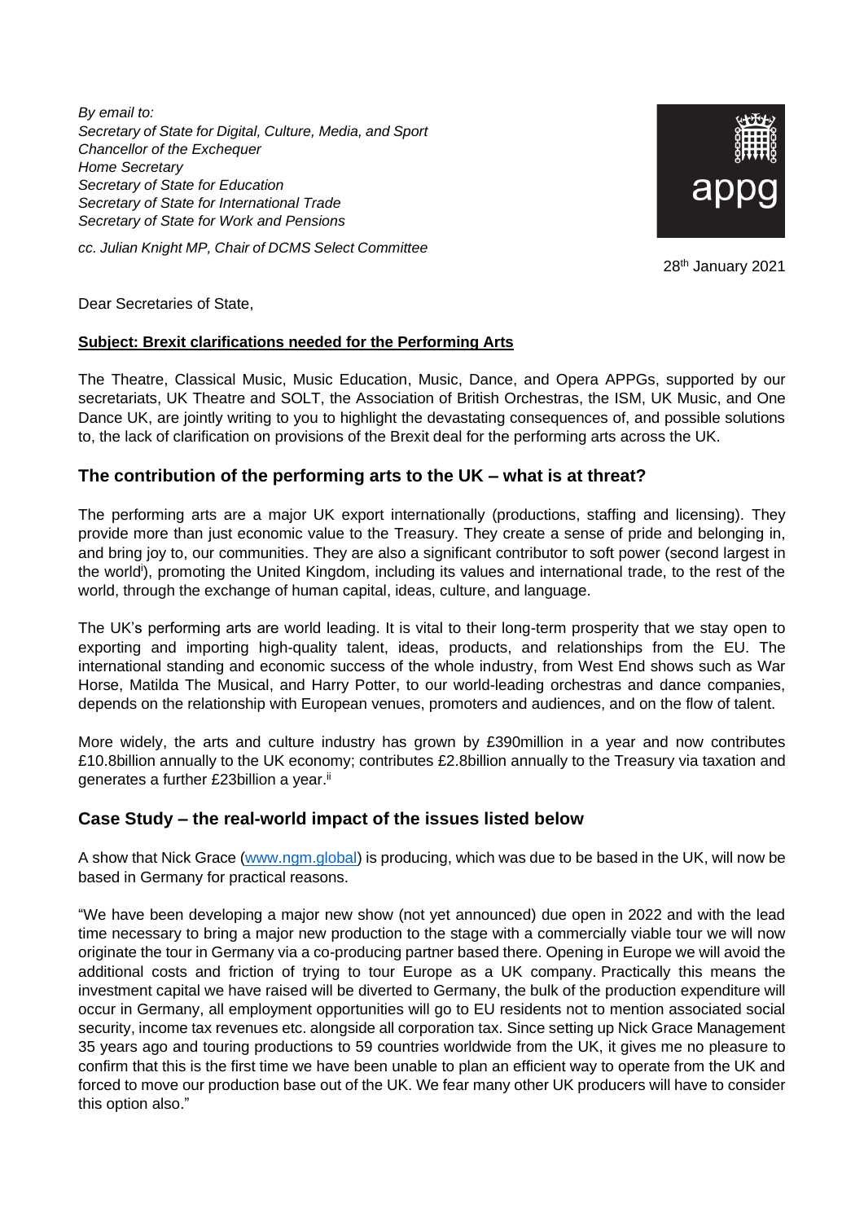*By email to:*
*Secretary of State for Digital, Culture, Media, and Sport*
*Chancellor of the Exchequer*
*Home Secretary*
*Secretary of State for Education*
*Secretary of State for International Trade*
*Secretary of State for Work and Pensions*

*cc. Julian Knight MP, Chair of DCMS Select Committee*

appg

28th January 2021

Dear Secretaries of State,

**Subject: Brexit clarifications needed for the Performing Arts**

The Theatre, Classical Music, Music Education, Music, Dance, and Opera APPGs, supported by our secretariats, UK Theatre and SOLT, the Association of British Orchestras, the ISM, UK Music, and One Dance UK, are jointly writing to you to highlight the devastating consequences of, and possible solutions to, the lack of clarification on provisions of the Brexit deal for the performing arts across the UK.

## The contribution of the performing arts to the UK – what is at threat?

The performing arts are a major UK export internationally (productions, staffing and licensing). They provide more than just economic value to the Treasury. They create a sense of pride and belonging in, and bring joy to, our communities. They are also a significant contributor to soft power (second largest in the world[i]), promoting the United Kingdom, including its values and international trade, to the rest of the world, through the exchange of human capital, ideas, culture, and language.

The UK's performing arts are world leading. It is vital to their long-term prosperity that we stay open to exporting and importing high-quality talent, ideas, products, and relationships from the EU. The international standing and economic success of the whole industry, from West End shows such as War Horse, Matilda The Musical, and Harry Potter, to our world-leading orchestras and dance companies, depends on the relationship with European venues, promoters and audiences, and on the flow of talent.

More widely, the arts and culture industry has grown by £390million in a year and now contributes £10.8billion annually to the UK economy; contributes £2.8billion annually to the Treasury via taxation and generates a further £23billion a year.[ii]

## Case Study – the real-world impact of the issues listed below

A show that Nick Grace (www.ngm.global) is producing, which was due to be based in the UK, will now be based in Germany for practical reasons.

"We have been developing a major new show (not yet announced) due open in 2022 and with the lead time necessary to bring a major new production to the stage with a commercially viable tour we will now originate the tour in Germany via a co-producing partner based there. Opening in Europe we will avoid the additional costs and friction of trying to tour Europe as a UK company. Practically this means the investment capital we have raised will be diverted to Germany, the bulk of the production expenditure will occur in Germany, all employment opportunities will go to EU residents not to mention associated social security, income tax revenues etc. alongside all corporation tax. Since setting up Nick Grace Management 35 years ago and touring productions to 59 countries worldwide from the UK, it gives me no pleasure to confirm that this is the first time we have been unable to plan an efficient way to operate from the UK and forced to move our production base out of the UK. We fear many other UK producers will have to consider this option also."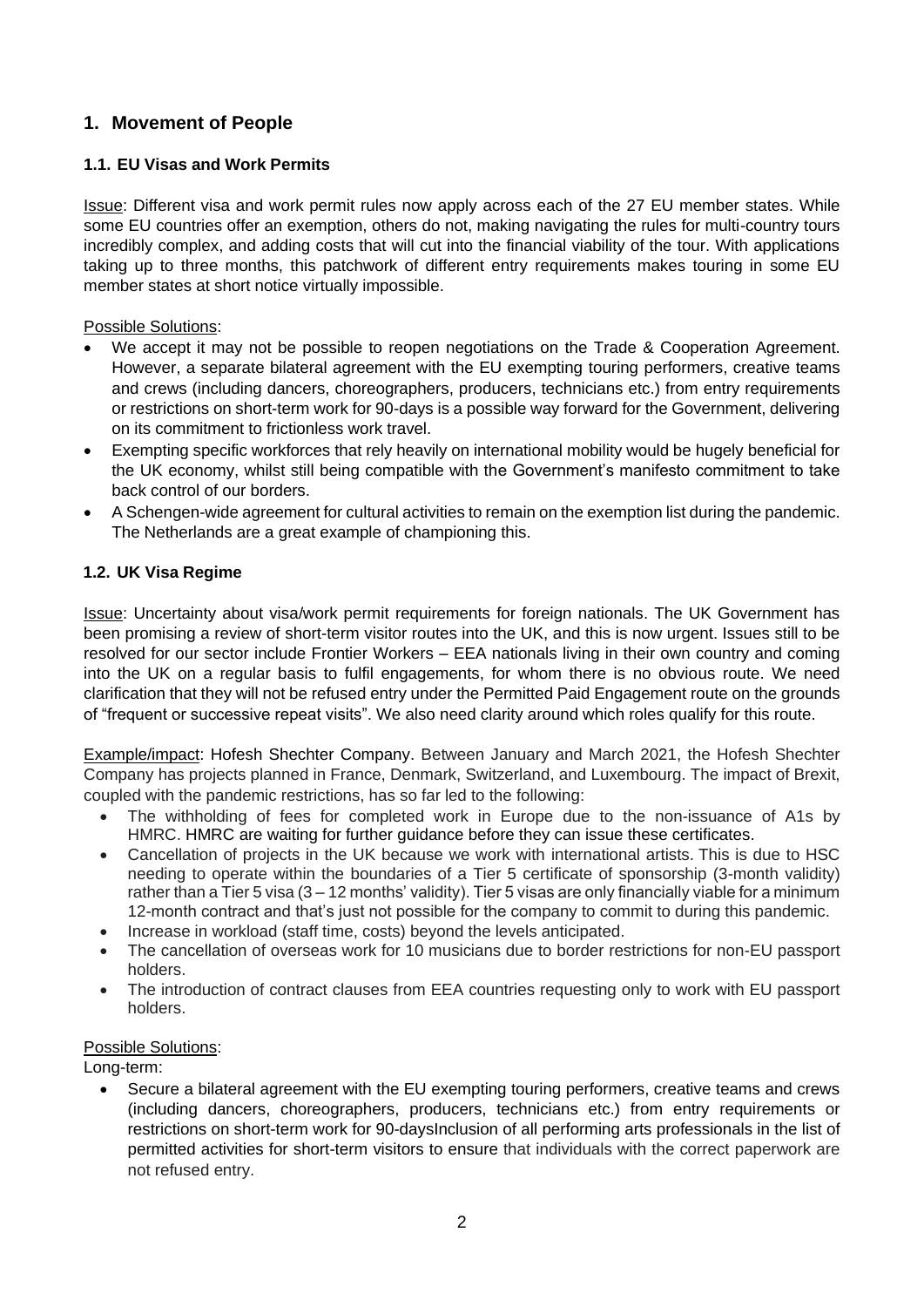## 1. Movement of People

### 1.1. EU Visas and Work Permits

Issue: Different visa and work permit rules now apply across each of the 27 EU member states. While some EU countries offer an exemption, others do not, making navigating the rules for multi-country tours incredibly complex, and adding costs that will cut into the financial viability of the tour. With applications taking up to three months, this patchwork of different entry requirements makes touring in some EU member states at short notice virtually impossible.

Possible Solutions:

- We accept it may not be possible to reopen negotiations on the Trade & Cooperation Agreement. However, a separate bilateral agreement with the EU exempting touring performers, creative teams and crews (including dancers, choreographers, producers, technicians etc.) from entry requirements or restrictions on short-term work for 90-days is a possible way forward for the Government, delivering on its commitment to frictionless work travel.
- Exempting specific workforces that rely heavily on international mobility would be hugely beneficial for the UK economy, whilst still being compatible with the Government's manifesto commitment to take back control of our borders.
- A Schengen-wide agreement for cultural activities to remain on the exemption list during the pandemic. The Netherlands are a great example of championing this.

### 1.2. UK Visa Regime

Issue: Uncertainty about visa/work permit requirements for foreign nationals. The UK Government has been promising a review of short-term visitor routes into the UK, and this is now urgent. Issues still to be resolved for our sector include Frontier Workers – EEA nationals living in their own country and coming into the UK on a regular basis to fulfil engagements, for whom there is no obvious route. We need clarification that they will not be refused entry under the Permitted Paid Engagement route on the grounds of "frequent or successive repeat visits". We also need clarity around which roles qualify for this route.

Example/impact: Hofesh Shechter Company. Between January and March 2021, the Hofesh Shechter Company has projects planned in France, Denmark, Switzerland, and Luxembourg. The impact of Brexit, coupled with the pandemic restrictions, has so far led to the following:

- The withholding of fees for completed work in Europe due to the non-issuance of A1s by HMRC. HMRC are waiting for further guidance before they can issue these certificates.
- Cancellation of projects in the UK because we work with international artists. This is due to HSC needing to operate within the boundaries of a Tier 5 certificate of sponsorship (3-month validity) rather than a Tier 5 visa (3 – 12 months' validity). Tier 5 visas are only financially viable for a minimum 12-month contract and that's just not possible for the company to commit to during this pandemic.
- Increase in workload (staff time, costs) beyond the levels anticipated.
- The cancellation of overseas work for 10 musicians due to border restrictions for non-EU passport holders.
- The introduction of contract clauses from EEA countries requesting only to work with EU passport holders.

Possible Solutions:

Long-term:

- Secure a bilateral agreement with the EU exempting touring performers, creative teams and crews (including dancers, choreographers, producers, technicians etc.) from entry requirements or restrictions on short-term work for 90-daysInclusion of all performing arts professionals in the list of permitted activities for short-term visitors to ensure that individuals with the correct paperwork are not refused entry.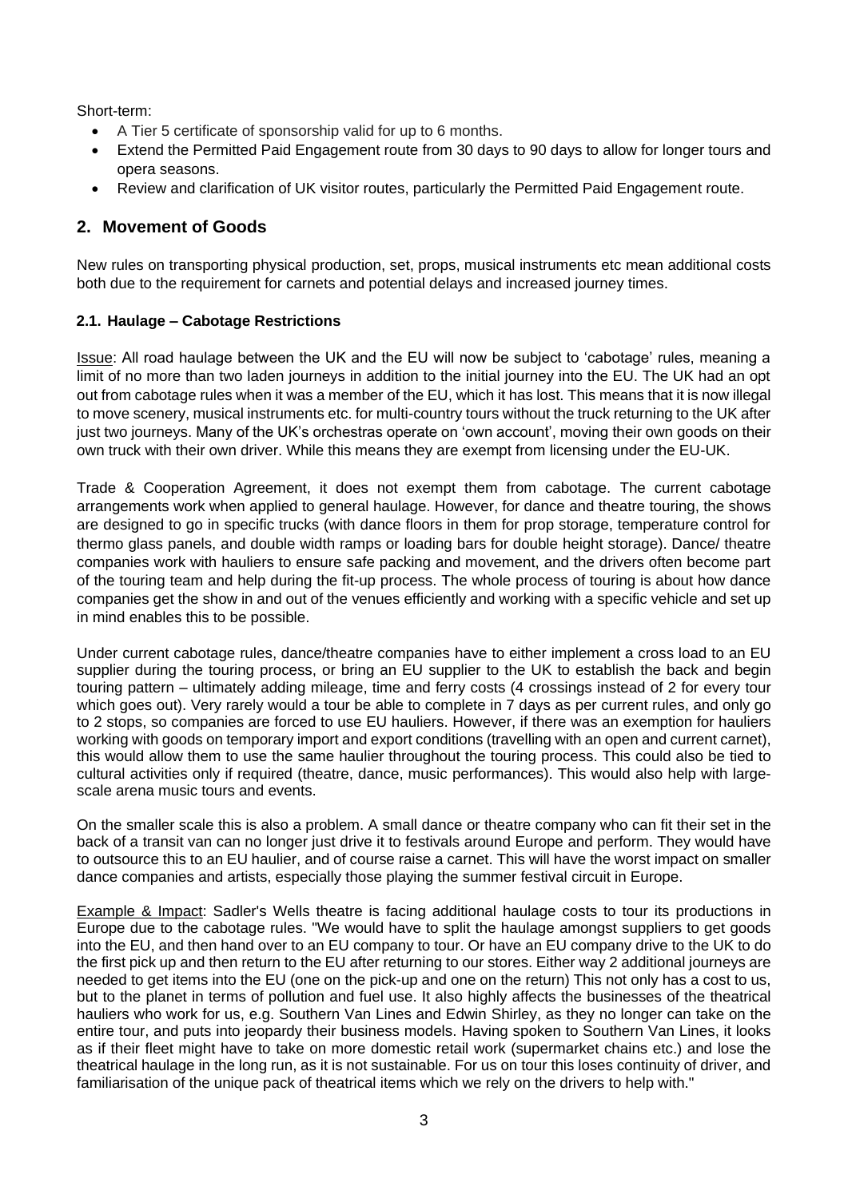Short-term:

- A Tier 5 certificate of sponsorship valid for up to 6 months.
- Extend the Permitted Paid Engagement route from 30 days to 90 days to allow for longer tours and opera seasons.
- Review and clarification of UK visitor routes, particularly the Permitted Paid Engagement route.

## 2. Movement of Goods

New rules on transporting physical production, set, props, musical instruments etc mean additional costs both due to the requirement for carnets and potential delays and increased journey times.

### 2.1. Haulage – Cabotage Restrictions

Issue: All road haulage between the UK and the EU will now be subject to 'cabotage' rules, meaning a limit of no more than two laden journeys in addition to the initial journey into the EU. The UK had an opt out from cabotage rules when it was a member of the EU, which it has lost. This means that it is now illegal to move scenery, musical instruments etc. for multi-country tours without the truck returning to the UK after just two journeys. Many of the UK's orchestras operate on 'own account', moving their own goods on their own truck with their own driver. While this means they are exempt from licensing under the EU-UK.

Trade & Cooperation Agreement, it does not exempt them from cabotage. The current cabotage arrangements work when applied to general haulage. However, for dance and theatre touring, the shows are designed to go in specific trucks (with dance floors in them for prop storage, temperature control for thermo glass panels, and double width ramps or loading bars for double height storage). Dance/ theatre companies work with hauliers to ensure safe packing and movement, and the drivers often become part of the touring team and help during the fit-up process. The whole process of touring is about how dance companies get the show in and out of the venues efficiently and working with a specific vehicle and set up in mind enables this to be possible.

Under current cabotage rules, dance/theatre companies have to either implement a cross load to an EU supplier during the touring process, or bring an EU supplier to the UK to establish the back and begin touring pattern – ultimately adding mileage, time and ferry costs (4 crossings instead of 2 for every tour which goes out). Very rarely would a tour be able to complete in 7 days as per current rules, and only go to 2 stops, so companies are forced to use EU hauliers. However, if there was an exemption for hauliers working with goods on temporary import and export conditions (travelling with an open and current carnet), this would allow them to use the same haulier throughout the touring process. This could also be tied to cultural activities only if required (theatre, dance, music performances). This would also help with large-scale arena music tours and events.

On the smaller scale this is also a problem. A small dance or theatre company who can fit their set in the back of a transit van can no longer just drive it to festivals around Europe and perform. They would have to outsource this to an EU haulier, and of course raise a carnet. This will have the worst impact on smaller dance companies and artists, especially those playing the summer festival circuit in Europe.

Example & Impact: Sadler's Wells theatre is facing additional haulage costs to tour its productions in Europe due to the cabotage rules. "We would have to split the haulage amongst suppliers to get goods into the EU, and then hand over to an EU company to tour. Or have an EU company drive to the UK to do the first pick up and then return to the EU after returning to our stores. Either way 2 additional journeys are needed to get items into the EU (one on the pick-up and one on the return) This not only has a cost to us, but to the planet in terms of pollution and fuel use. It also highly affects the businesses of the theatrical hauliers who work for us, e.g. Southern Van Lines and Edwin Shirley, as they no longer can take on the entire tour, and puts into jeopardy their business models. Having spoken to Southern Van Lines, it looks as if their fleet might have to take on more domestic retail work (supermarket chains etc.) and lose the theatrical haulage in the long run, as it is not sustainable. For us on tour this loses continuity of driver, and familiarisation of the unique pack of theatrical items which we rely on the drivers to help with."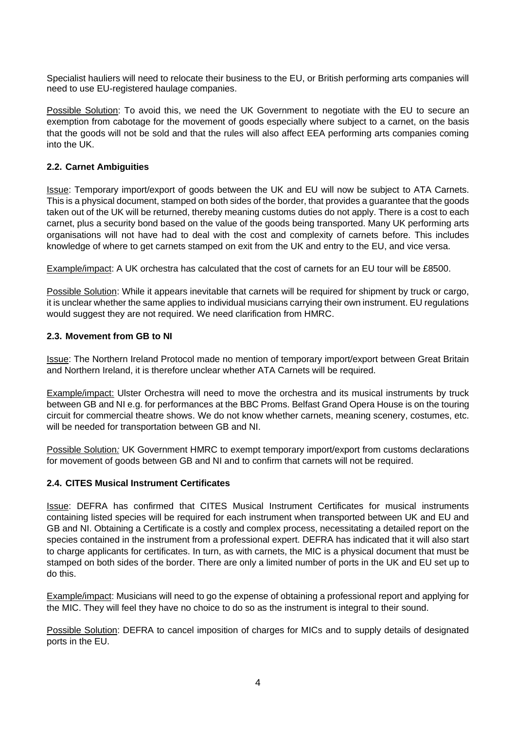Specialist hauliers will need to relocate their business to the EU, or British performing arts companies will need to use EU-registered haulage companies.

<u>Possible Solution</u>: To avoid this, we need the UK Government to negotiate with the EU to secure an exemption from cabotage for the movement of goods especially where subject to a carnet, on the basis that the goods will not be sold and that the rules will also affect EEA performing arts companies coming into the UK.

### 2.2. Carnet Ambiguities

<u>Issue</u>: Temporary import/export of goods between the UK and EU will now be subject to ATA Carnets. This is a physical document, stamped on both sides of the border, that provides a guarantee that the goods taken out of the UK will be returned, thereby meaning customs duties do not apply. There is a cost to each carnet, plus a security bond based on the value of the goods being transported. Many UK performing arts organisations will not have had to deal with the cost and complexity of carnets before. This includes knowledge of where to get carnets stamped on exit from the UK and entry to the EU, and vice versa.

<u>Example/impact</u>: A UK orchestra has calculated that the cost of carnets for an EU tour will be £8500.

<u>Possible Solution</u>: While it appears inevitable that carnets will be required for shipment by truck or cargo, it is unclear whether the same applies to individual musicians carrying their own instrument. EU regulations would suggest they are not required. We need clarification from HMRC.

### 2.3. Movement from GB to NI

<u>Issue</u>: The Northern Ireland Protocol made no mention of temporary import/export between Great Britain and Northern Ireland, it is therefore unclear whether ATA Carnets will be required.

<u>Example/impact:</u> Ulster Orchestra will need to move the orchestra and its musical instruments by truck between GB and NI e.g. for performances at the BBC Proms. Belfast Grand Opera House is on the touring circuit for commercial theatre shows. We do not know whether carnets, meaning scenery, costumes, etc. will be needed for transportation between GB and NI.

<u>Possible Solution</u>*:* UK Government HMRC to exempt temporary import/export from customs declarations for movement of goods between GB and NI and to confirm that carnets will not be required.

### 2.4. CITES Musical Instrument Certificates

<u>Issue</u>: DEFRA has confirmed that CITES Musical Instrument Certificates for musical instruments containing listed species will be required for each instrument when transported between UK and EU and GB and NI. Obtaining a Certificate is a costly and complex process, necessitating a detailed report on the species contained in the instrument from a professional expert. DEFRA has indicated that it will also start to charge applicants for certificates. In turn, as with carnets, the MIC is a physical document that must be stamped on both sides of the border. There are only a limited number of ports in the UK and EU set up to do this.

<u>Example/impact</u>: Musicians will need to go the expense of obtaining a professional report and applying for the MIC. They will feel they have no choice to do so as the instrument is integral to their sound.

<u>Possible Solution</u>: DEFRA to cancel imposition of charges for MICs and to supply details of designated ports in the EU.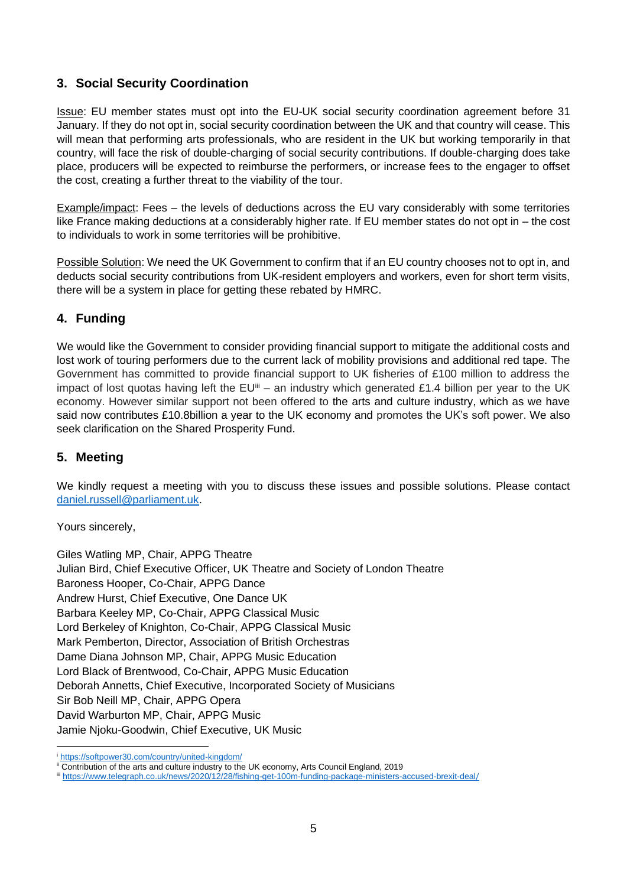## 3. Social Security Coordination

Issue: EU member states must opt into the EU-UK social security coordination agreement before 31 January. If they do not opt in, social security coordination between the UK and that country will cease. This will mean that performing arts professionals, who are resident in the UK but working temporarily in that country, will face the risk of double-charging of social security contributions. If double-charging does take place, producers will be expected to reimburse the performers, or increase fees to the engager to offset the cost, creating a further threat to the viability of the tour.

Example/impact: Fees – the levels of deductions across the EU vary considerably with some territories like France making deductions at a considerably higher rate. If EU member states do not opt in – the cost to individuals to work in some territories will be prohibitive.

Possible Solution: We need the UK Government to confirm that if an EU country chooses not to opt in, and deducts social security contributions from UK-resident employers and workers, even for short term visits, there will be a system in place for getting these rebated by HMRC.

## 4. Funding

We would like the Government to consider providing financial support to mitigate the additional costs and lost work of touring performers due to the current lack of mobility provisions and additional red tape. The Government has committed to provide financial support to UK fisheries of £100 million to address the impact of lost quotas having left the EU[iii] – an industry which generated £1.4 billion per year to the UK economy. However similar support not been offered to the arts and culture industry, which as we have said now contributes £10.8billion a year to the UK economy and promotes the UK's soft power. We also seek clarification on the Shared Prosperity Fund.

## 5. Meeting

We kindly request a meeting with you to discuss these issues and possible solutions. Please contact daniel.russell@parliament.uk.

Yours sincerely,

Giles Watling MP, Chair, APPG Theatre
Julian Bird, Chief Executive Officer, UK Theatre and Society of London Theatre
Baroness Hooper, Co-Chair, APPG Dance
Andrew Hurst, Chief Executive, One Dance UK
Barbara Keeley MP, Co-Chair, APPG Classical Music
Lord Berkeley of Knighton, Co-Chair, APPG Classical Music
Mark Pemberton, Director, Association of British Orchestras
Dame Diana Johnson MP, Chair, APPG Music Education
Lord Black of Brentwood, Co-Chair, APPG Music Education
Deborah Annetts, Chief Executive, Incorporated Society of Musicians
Sir Bob Neill MP, Chair, APPG Opera
David Warburton MP, Chair, APPG Music
Jamie Njoku-Goodwin, Chief Executive, UK Music

---

[i] https://softpower30.com/country/united-kingdom/
[ii] Contribution of the arts and culture industry to the UK economy, Arts Council England, 2019
[iii] https://www.telegraph.co.uk/news/2020/12/28/fishing-get-100m-funding-package-ministers-accused-brexit-deal/